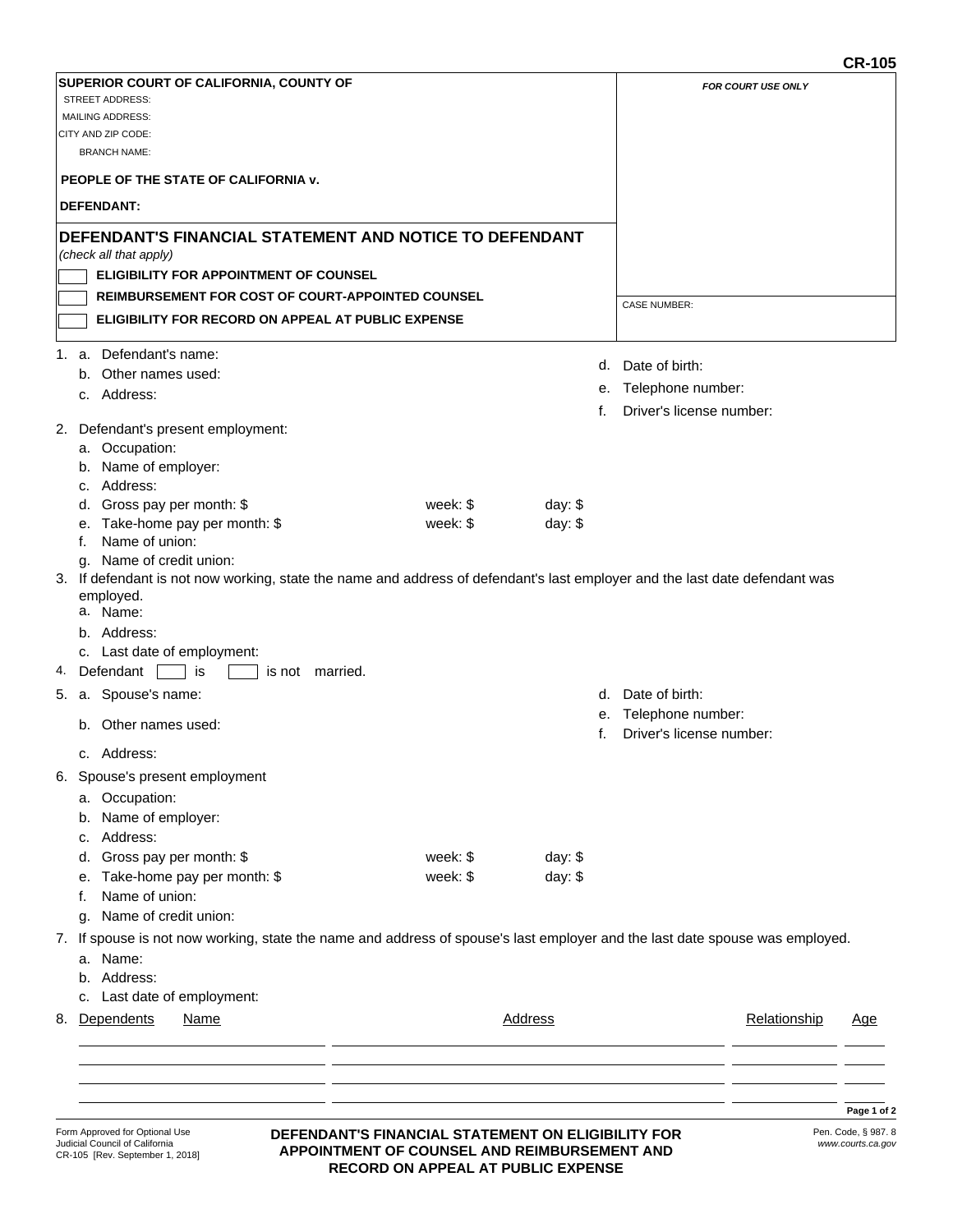**CR-105**

**SUPERIOR COURT OF CALIFORNIA, COUNTY OF**
STREET ADDRESS:
MAILING ADDRESS:
CITY AND ZIP CODE:
BRANCH NAME:

**PEOPLE OF THE STATE OF CALIFORNIA v.**

**DEFENDANT:**

*FOR COURT USE ONLY*

# DEFENDANT'S FINANCIAL STATEMENT AND NOTICE TO DEFENDANT

*(check all that apply)*

- [ ] **ELIGIBILITY FOR APPOINTMENT OF COUNSEL**
- [ ] **REIMBURSEMENT FOR COST OF COURT-APPOINTED COUNSEL**
- [ ] **ELIGIBILITY FOR RECORD ON APPEAL AT PUBLIC EXPENSE**

CASE NUMBER:

1. a. Defendant's name:
   b. Other names used:
   c. Address:
   d. Date of birth:
   e. Telephone number:
   f. Driver's license number:
2. Defendant's present employment:
   a. Occupation:
   b. Name of employer:
   c. Address:
   d. Gross pay per month: $ week: $ day: $
   e. Take-home pay per month: $ week: $ day: $
   f. Name of union:
   g. Name of credit union:
3. If defendant is not now working, state the name and address of defendant's last employer and the last date defendant was employed.
   a. Name:
   b. Address:
   c. Last date of employment:
4. Defendant [ ] is [ ] is not married.
5. a. Spouse's name:
   b. Other names used:
   c. Address:
   d. Date of birth:
   e. Telephone number:
   f. Driver's license number:
6. Spouse's present employment
   a. Occupation:
   b. Name of employer:
   c. Address:
   d. Gross pay per month: $ week: $ day: $
   e. Take-home pay per month: $ week: $ day: $
   f. Name of union:
   g. Name of credit union:
7. If spouse is not now working, state the name and address of spouse's last employer and the last date spouse was employed.
   a. Name:
   b. Address:
   c. Last date of employment:
8. Dependents

| Name | Address | Relationship | Age |
|---|---|---|---|
| | | | |
| | | | |
| | | | |
| | | | |

Form Approved for Optional Use
Judicial Council of California
CR-105 [Rev. September 1, 2018]

**DEFENDANT'S FINANCIAL STATEMENT ON ELIGIBILITY FOR APPOINTMENT OF COUNSEL AND REIMBURSEMENT AND RECORD ON APPEAL AT PUBLIC EXPENSE**

Pen. Code, § 987. 8
*www.courts.ca.gov*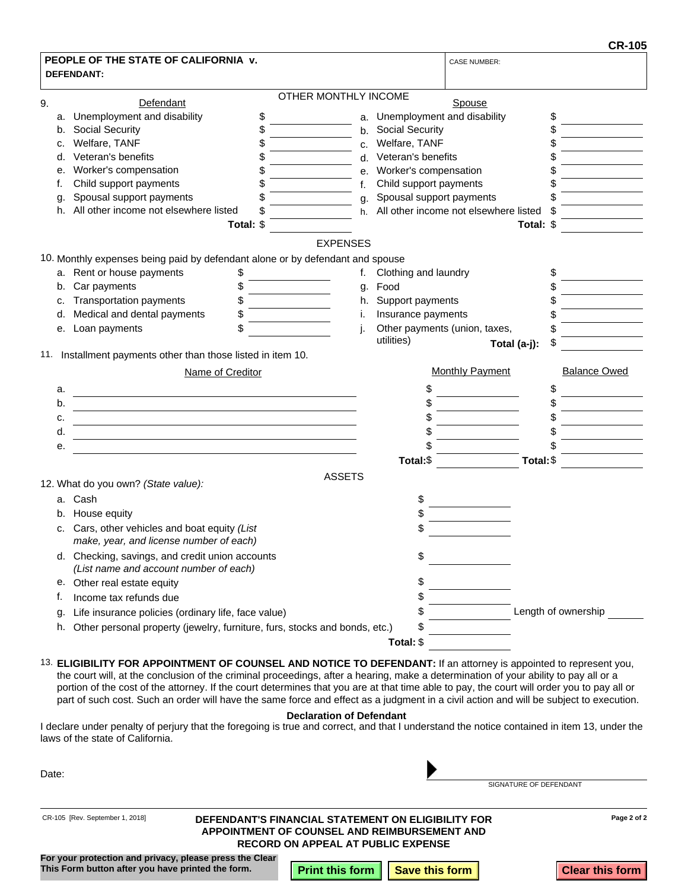CR-105

| PEOPLE OF THE STATE OF CALIFORNIA v. DEFENDANT: | CASE NUMBER: |
|---|---|

## OTHER MONTHLY INCOME

9.

| Defendant | | Spouse | |
|---|---|---|---|
| a. Unemployment and disability | $ | a. Unemployment and disability | $ |
| b. Social Security | $ | b. Social Security | $ |
| c. Welfare, TANF | $ | c. Welfare, TANF | $ |
| d. Veteran's benefits | $ | d. Veteran's benefits | $ |
| e. Worker's compensation | $ | e. Worker's compensation | $ |
| f. Child support payments | $ | f. Child support payments | $ |
| g. Spousal support payments | $ | g. Spousal support payments | $ |
| h. All other income not elsewhere listed | $ | h. All other income not elsewhere listed | $ |
| Total: | $ | Total: | $ |

## EXPENSES

10. Monthly expenses being paid by defendant alone or by defendant and spouse

| | | | |
|---|---|---|---|
| a. Rent or house payments | $ | f. Clothing and laundry | $ |
| b. Car payments | $ | g. Food | $ |
| c. Transportation payments | $ | h. Support payments | $ |
| d. Medical and dental payments | $ | i. Insurance payments | $ |
| e. Loan payments | $ | j. Other payments (union, taxes, utilities) Total (a-j): | $ |

11. Installment payments other than those listed in item 10.

| | Name of Creditor | Monthly Payment | Balance Owed |
|---|---|---|---|
| a. | | $ | $ |
| b. | | $ | $ |
| c. | | $ | $ |
| d. | | $ | $ |
| e. | | $ | $ |
| | | Total: $ | Total: $ |

## ASSETS

12. What do you own? *(State value):*

| | |
|---|---|
| a. Cash | $ |
| b. House equity | $ |
| c. Cars, other vehicles and boat equity *(List make, year, and license number of each)* | $ |
| d. Checking, savings, and credit union accounts *(List name and account number of each)* | $ |
| e. Other real estate equity | $ |
| f. Income tax refunds due | $ |
| g. Life insurance policies (ordinary life, face value) | $ Length of ownership |
| h. Other personal property (jewelry, furniture, furs, stocks and bonds, etc.) | $ |
| Total: | $ |

13. **ELIGIBILITY FOR APPOINTMENT OF COUNSEL AND NOTICE TO DEFENDANT:** If an attorney is appointed to represent you, the court will, at the conclusion of the criminal proceedings, after a hearing, make a determination of your ability to pay all or a portion of the cost of the attorney. If the court determines that you are at that time able to pay, the court will order you to pay all or part of such cost. Such an order will have the same force and effect as a judgment in a civil action and will be subject to execution.

**Declaration of Defendant**

I declare under penalty of perjury that the foregoing is true and correct, and that I understand the notice contained in item 13, under the laws of the state of California.

Date:

SIGNATURE OF DEFENDANT

CR-105 [Rev. September 1, 2018]

**DEFENDANT'S FINANCIAL STATEMENT ON ELIGIBILITY FOR APPOINTMENT OF COUNSEL AND REIMBURSEMENT AND RECORD ON APPEAL AT PUBLIC EXPENSE**

**For your protection and privacy, please press the Clear This Form button after you have printed the form.**

Print this form | Save this form | Clear this form